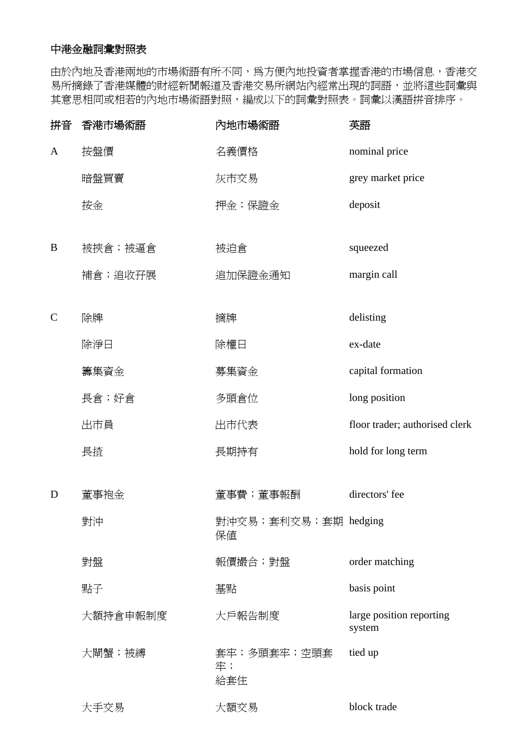**中港金融詞彙對照表**

由於內地及香港兩地的市場術語有所不同，爲方便內地投資者掌握香港的市場信息，香港交易所摘錄了香港媒體的財經新聞報道及香港交易所網站內經常出現的詞語，並將這些詞彙與其意思相同或相若的內地市場術語對照，編成以下的詞彙對照表。詞彙以漢語拼音排序。

| 拼音 | 香港市場術語 | 內地市場術語 | 英語 |
|---|---|---|---|
| A | 按盤價 | 名義價格 | nominal price |
| | 暗盤買賣 | 灰市交易 | grey market price |
| | 按金 | 押金；保證金 | deposit |
| B | 被挾倉；被逼倉 | 被迫倉 | squeezed |
| | 補倉；追收孖展 | 追加保證金通知 | margin call |
| C | 除牌 | 摘牌 | delisting |
| | 除淨日 | 除權日 | ex-date |
| | 籌集資金 | 募集資金 | capital formation |
| | 長倉；好倉 | 多頭倉位 | long position |
| | 出市員 | 出市代表 | floor trader; authorised clerk |
| | 長揸 | 長期持有 | hold for long term |
| D | 董事袍金 | 董事費；董事報酬 | directors' fee |
| | 對沖 | 對沖交易；套利交易；套期保值 | hedging |
| | 對盤 | 報價撮合；對盤 | order matching |
| | 點子 | 基點 | basis point |
| | 大額持倉申報制度 | 大戶報告制度 | large position reporting system |
| | 大閘蟹；被縛 | 套牢；多頭套牢；空頭套牢；給套住 | tied up |
| | 大手交易 | 大額交易 | block trade |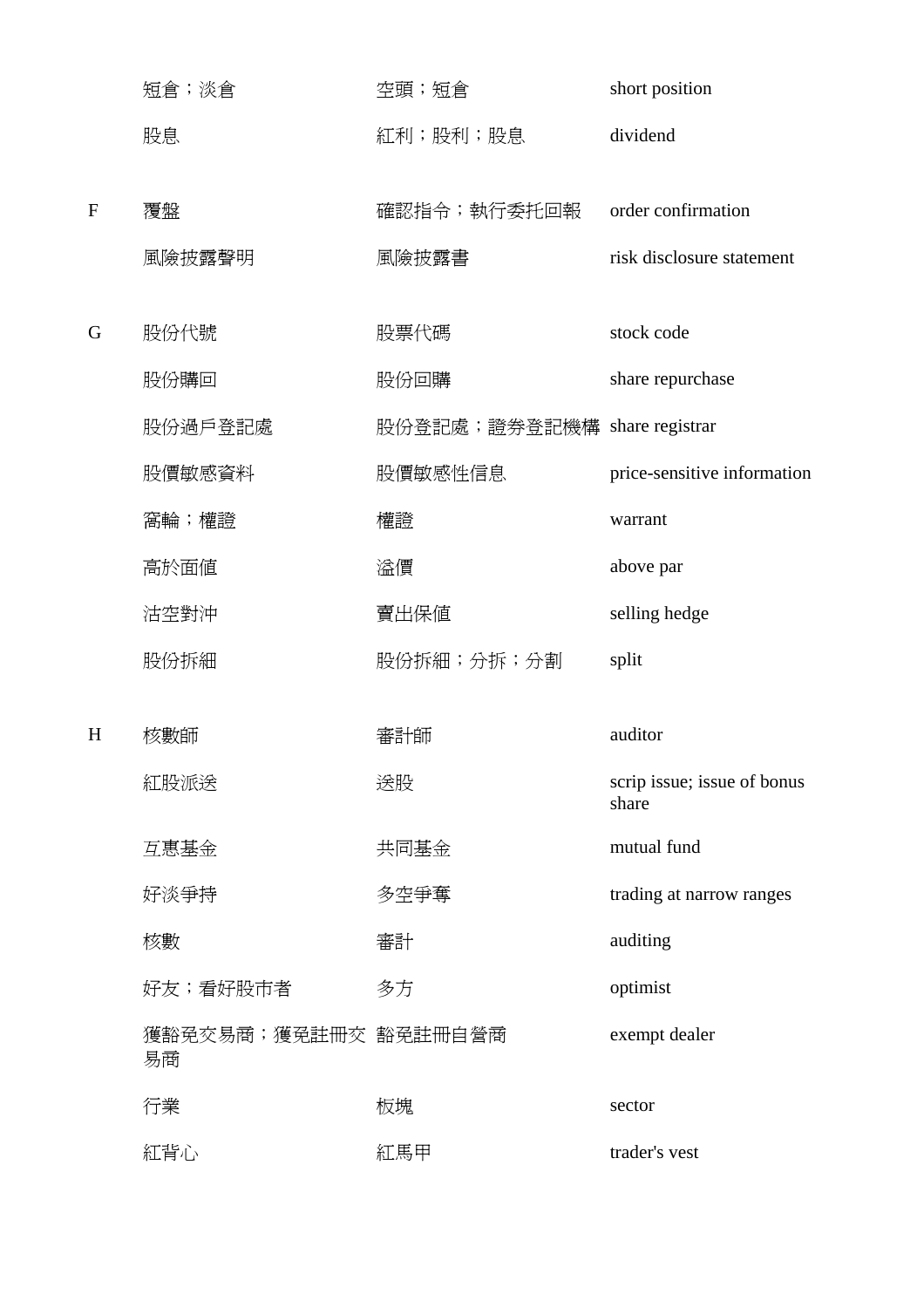|  | | | |
|---|---|---|---|
| | 短倉；淡倉 | 空頭；短倉 | short position |
| | 股息 | 紅利；股利；股息 | dividend |
| F | 覆盤 | 確認指令；執行委托回報 | order confirmation |
| | 風險披露聲明 | 風險披露書 | risk disclosure statement |
| G | 股份代號 | 股票代碼 | stock code |
| | 股份購回 | 股份回購 | share repurchase |
| | 股份過戶登記處 | 股份登記處；證券登記機構 | share registrar |
| | 股價敏感資料 | 股價敏感性信息 | price-sensitive information |
| | 窩輪；權證 | 權證 | warrant |
| | 高於面值 | 溢價 | above par |
| | 沽空對沖 | 賣出保值 | selling hedge |
| | 股份拆細 | 股份拆細；分拆；分割 | split |
| H | 核數師 | 審計師 | auditor |
| | 紅股派送 | 送股 | scrip issue; issue of bonus share |
| | 互惠基金 | 共同基金 | mutual fund |
| | 好淡爭持 | 多空爭奪 | trading at narrow ranges |
| | 核數 | 審計 | auditing |
| | 好友；看好股市者 | 多方 | optimist |
| | 獲豁免交易商；獲免註冊交易商 | 豁免註冊自營商 | exempt dealer |
| | 行業 | 板塊 | sector |
| | 紅背心 | 紅馬甲 | trader's vest |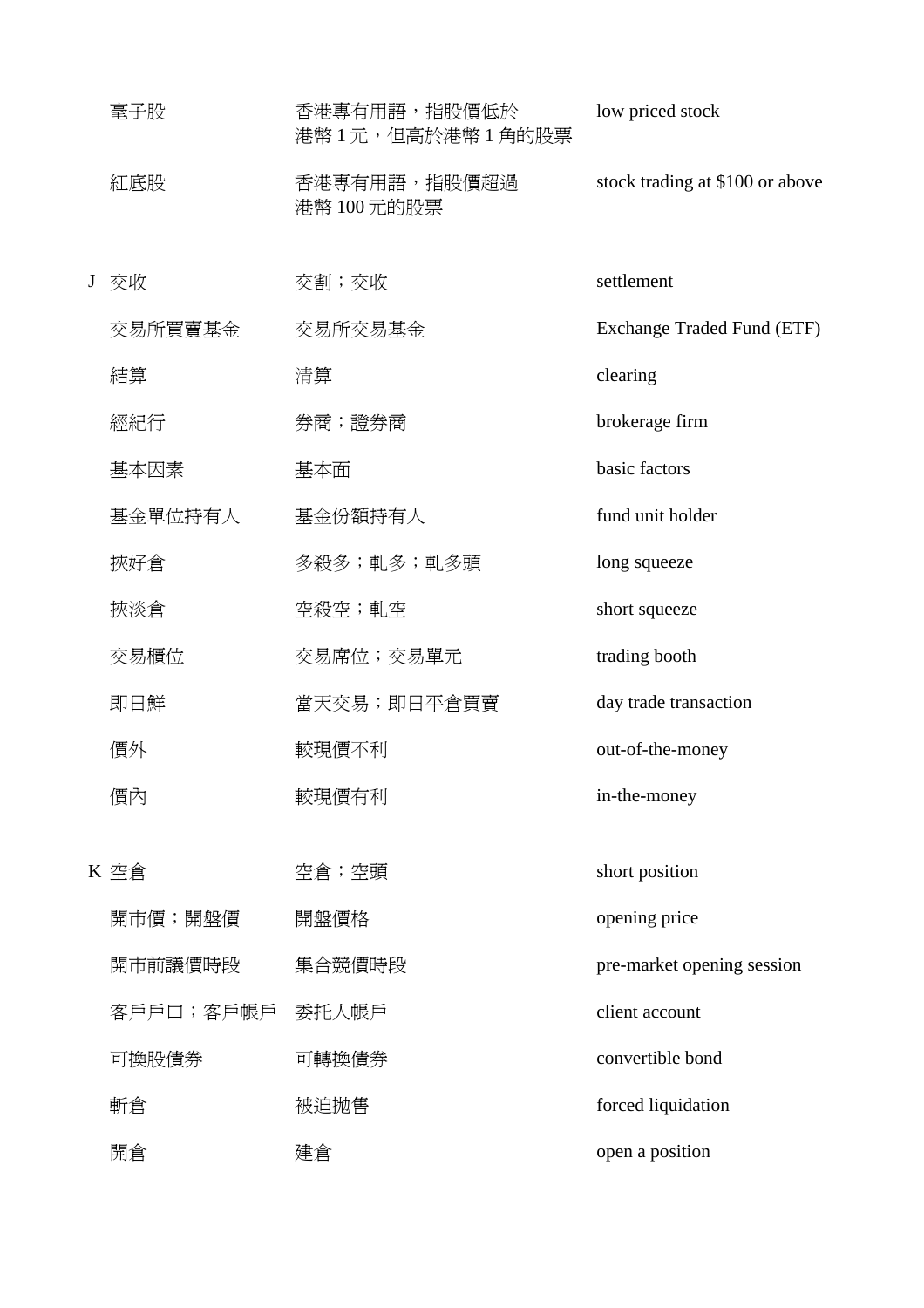| | | | |
|---|---|---|---|
| | 毫子股 | 香港專有用語，指股價低於港幣 1 元，但高於港幣 1 角的股票 | low priced stock |
| | 紅底股 | 香港專有用語，指股價超過港幣 100 元的股票 | stock trading at $100 or above |
| J | 交收 | 交割；交收 | settlement |
| | 交易所買賣基金 | 交易所交易基金 | Exchange Traded Fund (ETF) |
| | 結算 | 清算 | clearing |
| | 經紀行 | 券商；證券商 | brokerage firm |
| | 基本因素 | 基本面 | basic factors |
| | 基金單位持有人 | 基金份額持有人 | fund unit holder |
| | 挾好倉 | 多殺多；軋多；軋多頭 | long squeeze |
| | 挾淡倉 | 空殺空；軋空 | short squeeze |
| | 交易櫃位 | 交易席位；交易單元 | trading booth |
| | 即日鮮 | 當天交易；即日平倉買賣 | day trade transaction |
| | 價外 | 較現價不利 | out-of-the-money |
| | 價內 | 較現價有利 | in-the-money |
| K | 空倉 | 空倉；空頭 | short position |
| | 開市價；開盤價 | 開盤價格 | opening price |
| | 開市前議價時段 | 集合競價時段 | pre-market opening session |
| | 客戶戶口；客戶帳戶 | 委托人帳戶 | client account |
| | 可換股債券 | 可轉換債券 | convertible bond |
| | 斬倉 | 被迫拋售 | forced liquidation |
| | 開倉 | 建倉 | open a position |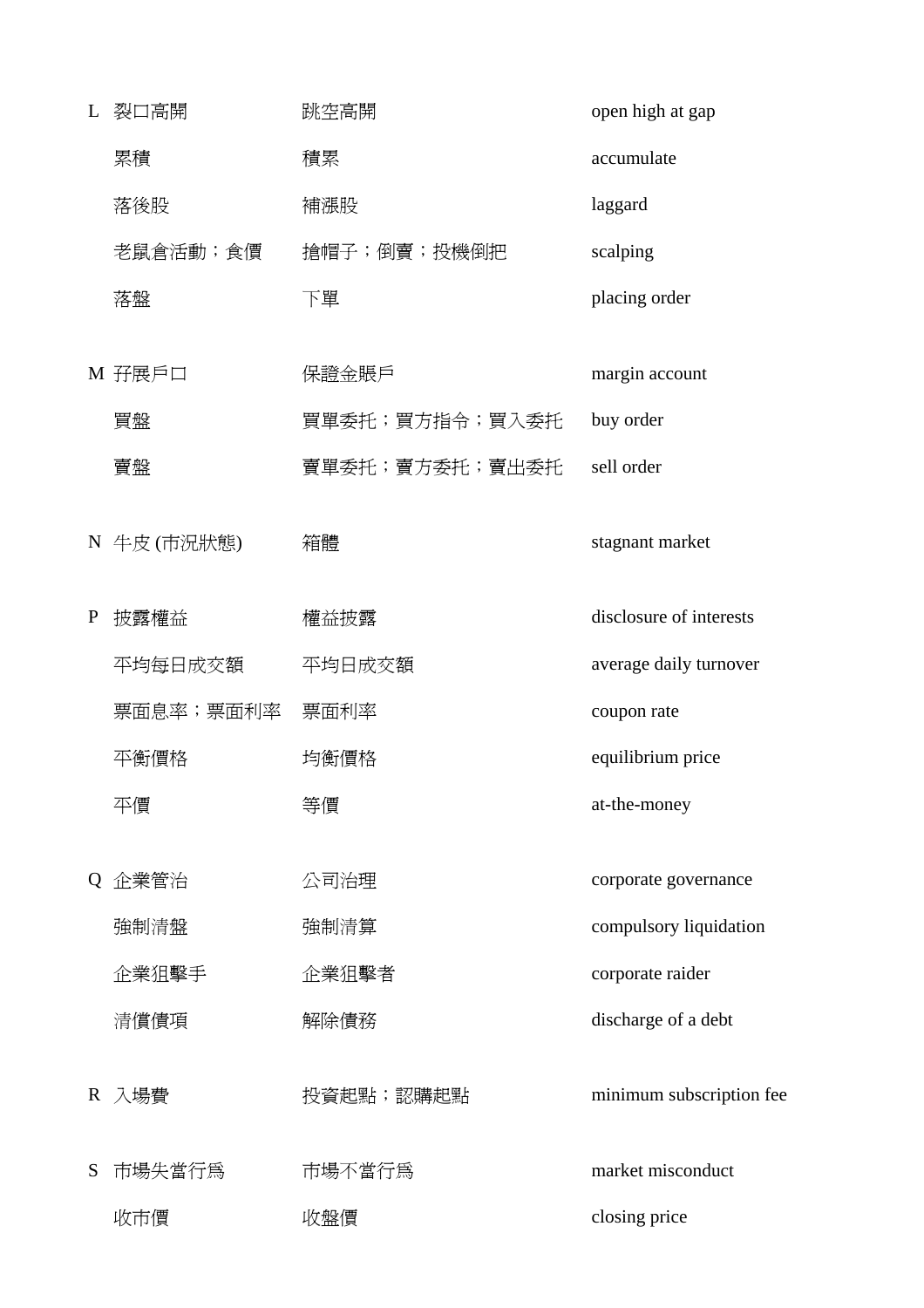| | | | |
|---|---|---|---|
| L | 裂口高開 | 跳空高開 | open high at gap |
| | 累積 | 積累 | accumulate |
| | 落後股 | 補漲股 | laggard |
| | 老鼠倉活動；食價 | 搶帽子；倒賣；投機倒把 | scalping |
| | 落盤 | 下單 | placing order |
| M | 孖展戶口 | 保證金賬戶 | margin account |
| | 買盤 | 買單委托；買方指令；買入委托 | buy order |
| | 賣盤 | 賣單委托；賣方委托；賣出委托 | sell order |
| N | 牛皮 (市況狀態) | 箱體 | stagnant market |
| P | 披露權益 | 權益披露 | disclosure of interests |
| | 平均每日成交額 | 平均日成交額 | average daily turnover |
| | 票面息率；票面利率 | 票面利率 | coupon rate |
| | 平衡價格 | 均衡價格 | equilibrium price |
| | 平價 | 等價 | at-the-money |
| Q | 企業管治 | 公司治理 | corporate governance |
| | 強制清盤 | 強制清算 | compulsory liquidation |
| | 企業狙擊手 | 企業狙擊者 | corporate raider |
| | 清償債項 | 解除債務 | discharge of a debt |
| R | 入場費 | 投資起點；認購起點 | minimum subscription fee |
| S | 市場失當行爲 | 市場不當行爲 | market misconduct |
| | 收市價 | 收盤價 | closing price |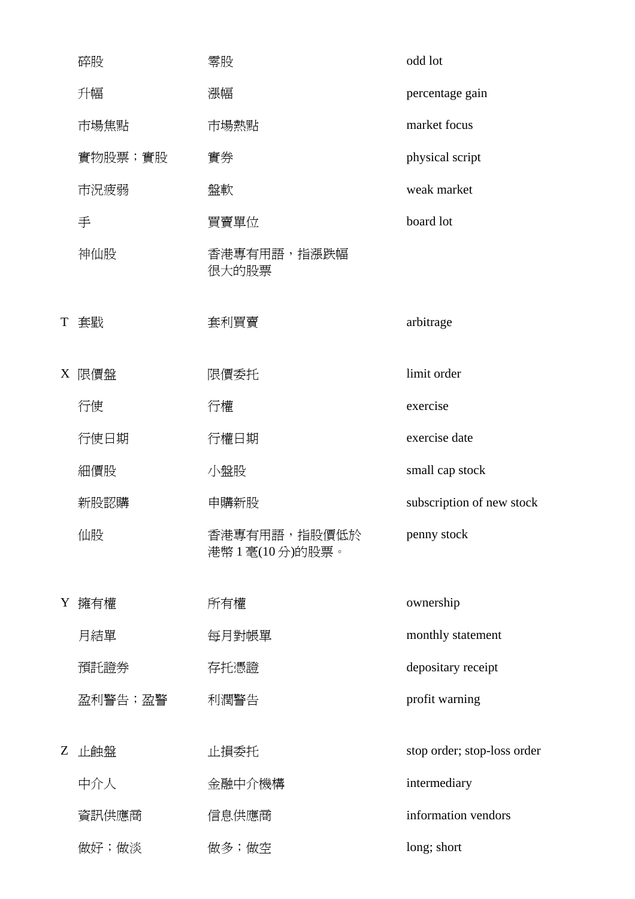| | | | |
|---|---|---|---|
| | 碎股 | 零股 | odd lot |
| | 升幅 | 漲幅 | percentage gain |
| | 市場焦點 | 市場熱點 | market focus |
| | 實物股票；實股 | 實券 | physical script |
| | 市況疲弱 | 盤軟 | weak market |
| | 手 | 買賣單位 | board lot |
| | 神仙股 | 香港專有用語，指漲跌幅很大的股票 | |
| T | 套戥 | 套利買賣 | arbitrage |
| X | 限價盤 | 限價委托 | limit order |
| | 行使 | 行權 | exercise |
| | 行使日期 | 行權日期 | exercise date |
| | 細價股 | 小盤股 | small cap stock |
| | 新股認購 | 申購新股 | subscription of new stock |
| | 仙股 | 香港專有用語，指股價低於港幣 1 毫(10 分)的股票。 | penny stock |
| Y | 擁有權 | 所有權 | ownership |
| | 月結單 | 每月對帳單 | monthly statement |
| | 預託證劵 | 存托憑證 | depositary receipt |
| | 盈利警告；盈警 | 利潤警告 | profit warning |
| Z | 止蝕盤 | 止損委托 | stop order; stop-loss order |
| | 中介人 | 金融中介機構 | intermediary |
| | 資訊供應商 | 信息供應商 | information vendors |
| | 做好；做淡 | 做多；做空 | long; short |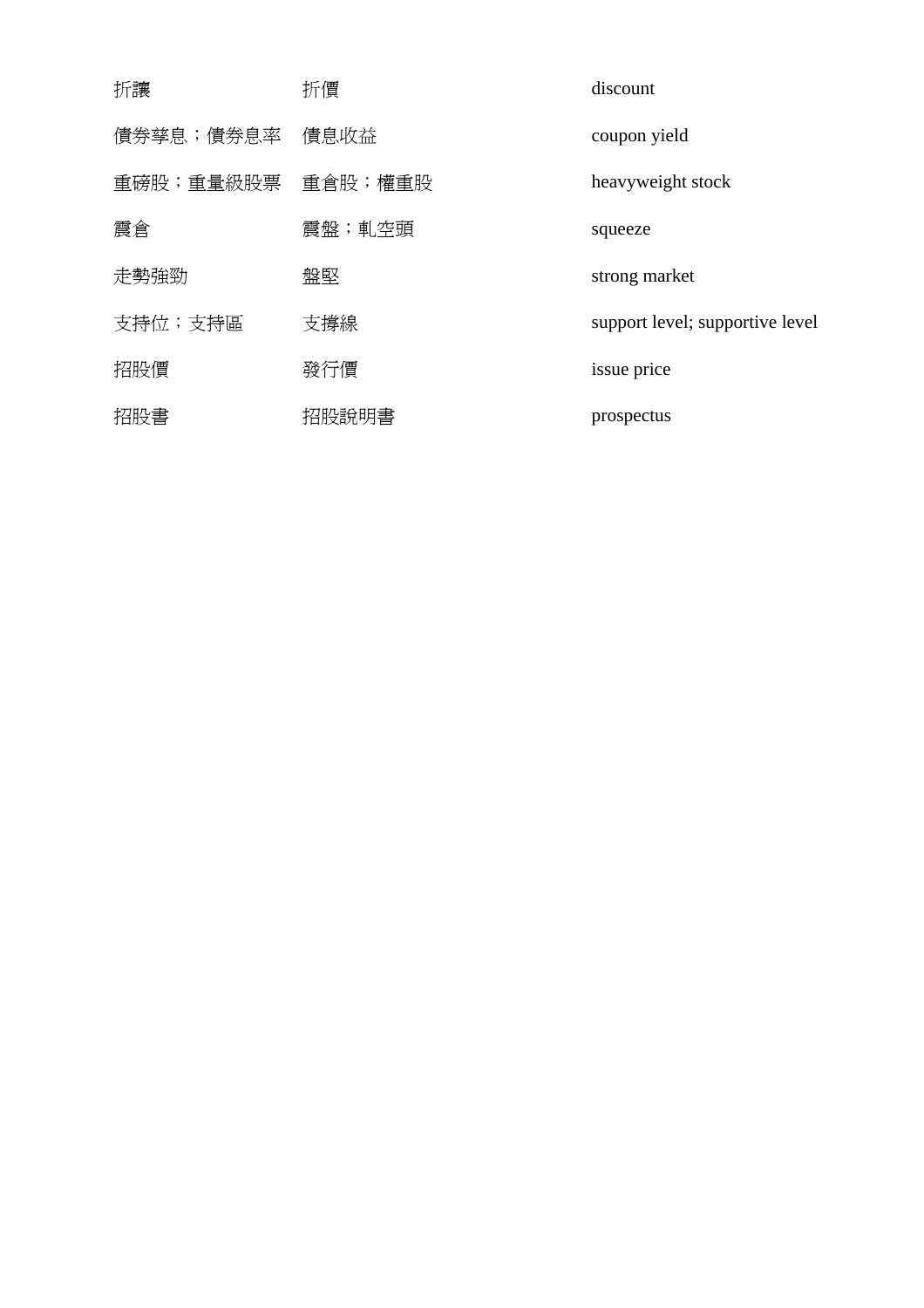| | | |
|---|---|---|
| 折讓 | 折價 | discount |
| 債券孳息；債券息率 | 債息收益 | coupon yield |
| 重磅股；重量級股票 | 重倉股；權重股 | heavyweight stock |
| 震倉 | 震盤；軋空頭 | squeeze |
| 走勢強勁 | 盤堅 | strong market |
| 支持位；支持區 | 支撐線 | support level; supportive level |
| 招股價 | 發行價 | issue price |
| 招股書 | 招股說明書 | prospectus |